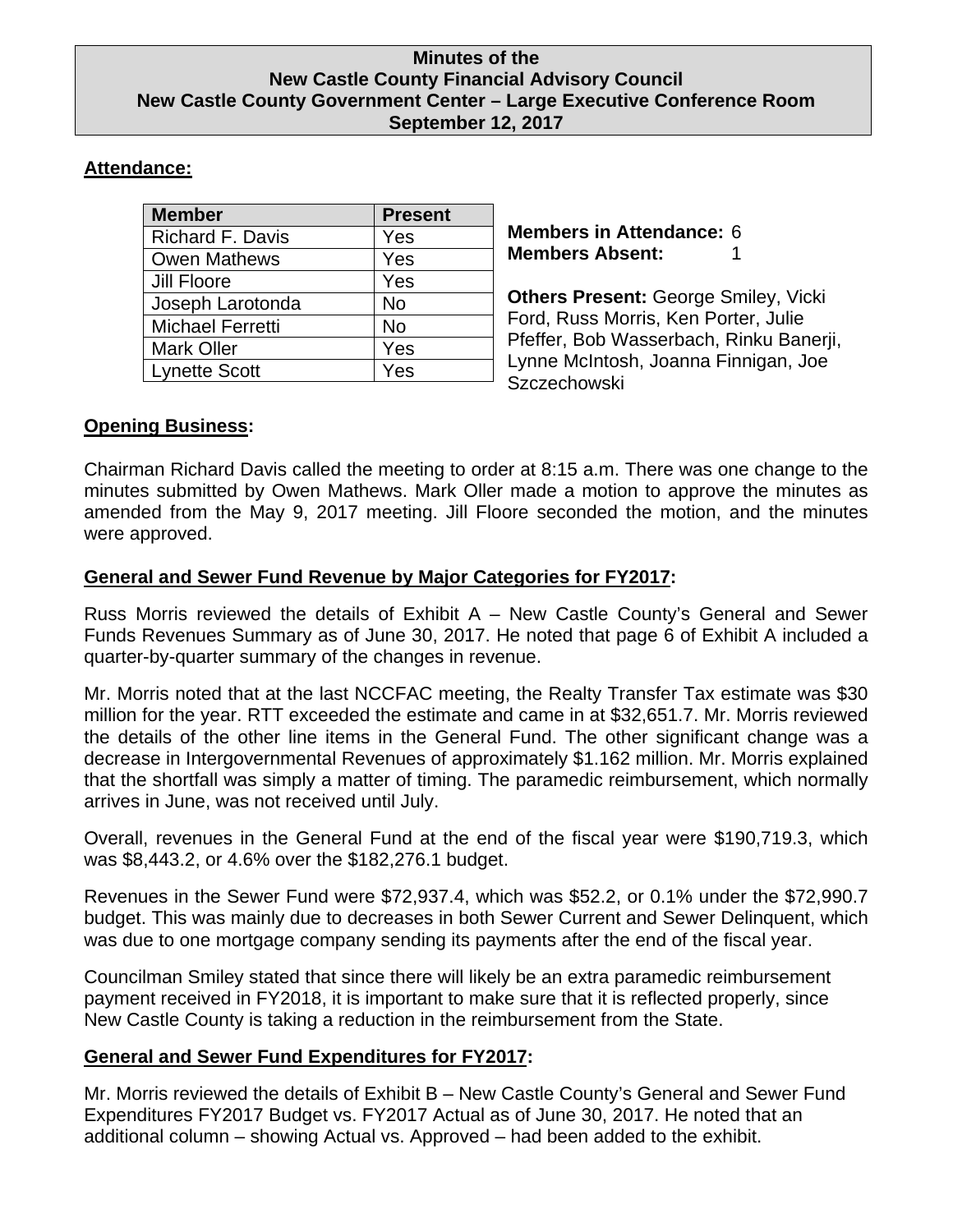# Minutes of the
# New Castle County Financial Advisory Council
# New Castle County Government Center – Large Executive Conference Room
# September 12, 2017

## Attendance:

| Member | Present |
|---|---|
| Richard F. Davis | Yes |
| Owen Mathews | Yes |
| Jill Floore | Yes |
| Joseph Larotonda | No |
| Michael Ferretti | No |
| Mark Oller | Yes |
| Lynette Scott | Yes |

**Members in Attendance:** 6
**Members Absent:** 1

**Others Present:** George Smiley, Vicki Ford, Russ Morris, Ken Porter, Julie Pfeffer, Bob Wasserbach, Rinku Banerji, Lynne McIntosh, Joanna Finnigan, Joe Szczechowski

## Opening Business:

Chairman Richard Davis called the meeting to order at 8:15 a.m. There was one change to the minutes submitted by Owen Mathews. Mark Oller made a motion to approve the minutes as amended from the May 9, 2017 meeting. Jill Floore seconded the motion, and the minutes were approved.

## General and Sewer Fund Revenue by Major Categories for FY2017:

Russ Morris reviewed the details of Exhibit A – New Castle County's General and Sewer Funds Revenues Summary as of June 30, 2017. He noted that page 6 of Exhibit A included a quarter-by-quarter summary of the changes in revenue.

Mr. Morris noted that at the last NCCFAC meeting, the Realty Transfer Tax estimate was $30 million for the year. RTT exceeded the estimate and came in at $32,651.7. Mr. Morris reviewed the details of the other line items in the General Fund. The other significant change was a decrease in Intergovernmental Revenues of approximately $1.162 million. Mr. Morris explained that the shortfall was simply a matter of timing. The paramedic reimbursement, which normally arrives in June, was not received until July.

Overall, revenues in the General Fund at the end of the fiscal year were $190,719.3, which was $8,443.2, or 4.6% over the $182,276.1 budget.

Revenues in the Sewer Fund were $72,937.4, which was $52.2, or 0.1% under the $72,990.7 budget. This was mainly due to decreases in both Sewer Current and Sewer Delinquent, which was due to one mortgage company sending its payments after the end of the fiscal year.

Councilman Smiley stated that since there will likely be an extra paramedic reimbursement payment received in FY2018, it is important to make sure that it is reflected properly, since New Castle County is taking a reduction in the reimbursement from the State.

## General and Sewer Fund Expenditures for FY2017:

Mr. Morris reviewed the details of Exhibit B – New Castle County's General and Sewer Fund Expenditures FY2017 Budget vs. FY2017 Actual as of June 30, 2017. He noted that an additional column – showing Actual vs. Approved – had been added to the exhibit.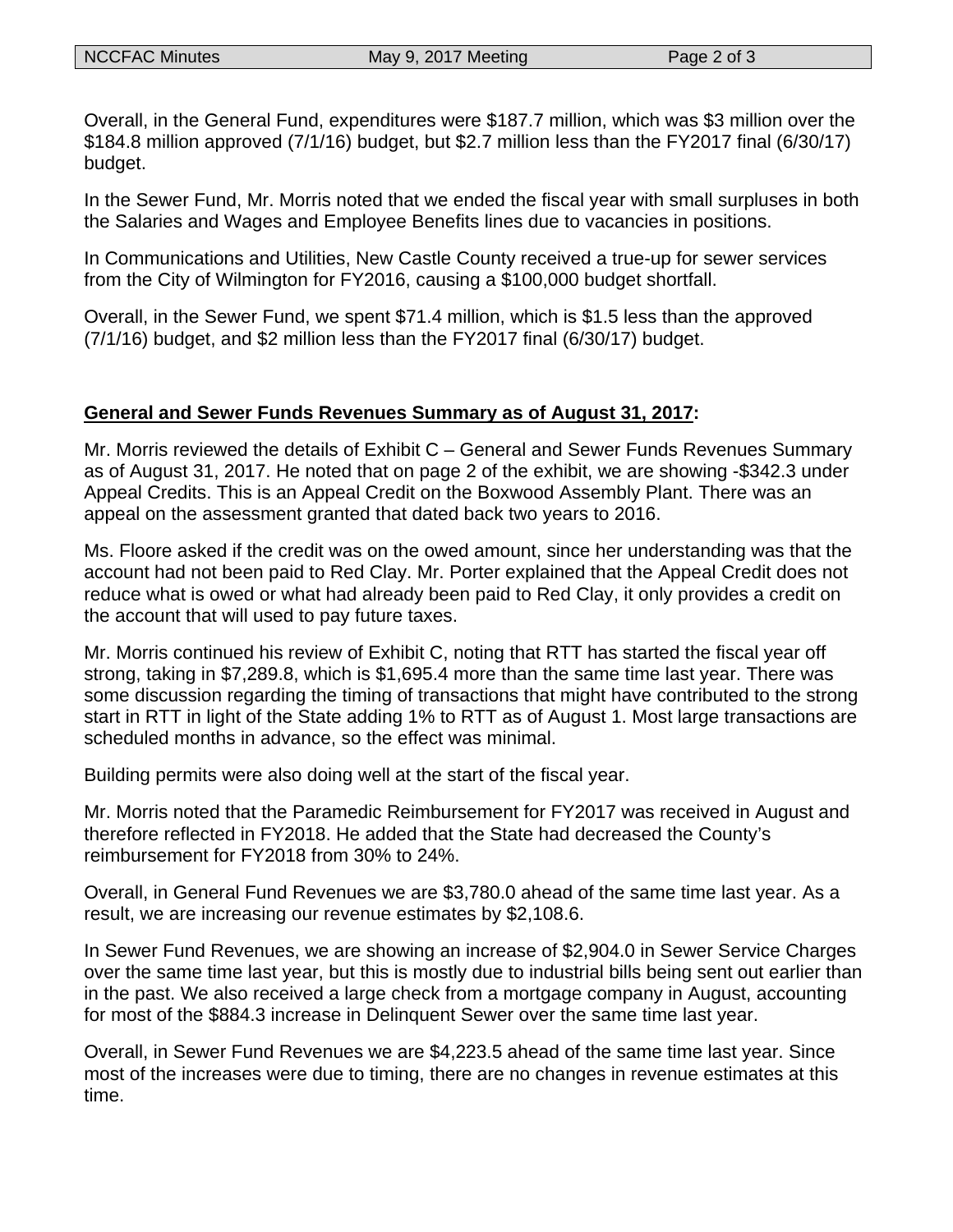Overall, in the General Fund, expenditures were $187.7 million, which was $3 million over the $184.8 million approved (7/1/16) budget, but $2.7 million less than the FY2017 final (6/30/17) budget.

In the Sewer Fund, Mr. Morris noted that we ended the fiscal year with small surpluses in both the Salaries and Wages and Employee Benefits lines due to vacancies in positions.

In Communications and Utilities, New Castle County received a true-up for sewer services from the City of Wilmington for FY2016, causing a $100,000 budget shortfall.

Overall, in the Sewer Fund, we spent $71.4 million, which is $1.5 less than the approved (7/1/16) budget, and $2 million less than the FY2017 final (6/30/17) budget.

**General and Sewer Funds Revenues Summary as of August 31, 2017:**

Mr. Morris reviewed the details of Exhibit C – General and Sewer Funds Revenues Summary as of August 31, 2017. He noted that on page 2 of the exhibit, we are showing -$342.3 under Appeal Credits. This is an Appeal Credit on the Boxwood Assembly Plant. There was an appeal on the assessment granted that dated back two years to 2016.

Ms. Floore asked if the credit was on the owed amount, since her understanding was that the account had not been paid to Red Clay. Mr. Porter explained that the Appeal Credit does not reduce what is owed or what had already been paid to Red Clay, it only provides a credit on the account that will used to pay future taxes.

Mr. Morris continued his review of Exhibit C, noting that RTT has started the fiscal year off strong, taking in $7,289.8, which is $1,695.4 more than the same time last year. There was some discussion regarding the timing of transactions that might have contributed to the strong start in RTT in light of the State adding 1% to RTT as of August 1. Most large transactions are scheduled months in advance, so the effect was minimal.

Building permits were also doing well at the start of the fiscal year.

Mr. Morris noted that the Paramedic Reimbursement for FY2017 was received in August and therefore reflected in FY2018. He added that the State had decreased the County's reimbursement for FY2018 from 30% to 24%.

Overall, in General Fund Revenues we are $3,780.0 ahead of the same time last year. As a result, we are increasing our revenue estimates by $2,108.6.

In Sewer Fund Revenues, we are showing an increase of $2,904.0 in Sewer Service Charges over the same time last year, but this is mostly due to industrial bills being sent out earlier than in the past. We also received a large check from a mortgage company in August, accounting for most of the $884.3 increase in Delinquent Sewer over the same time last year.

Overall, in Sewer Fund Revenues we are $4,223.5 ahead of the same time last year. Since most of the increases were due to timing, there are no changes in revenue estimates at this time.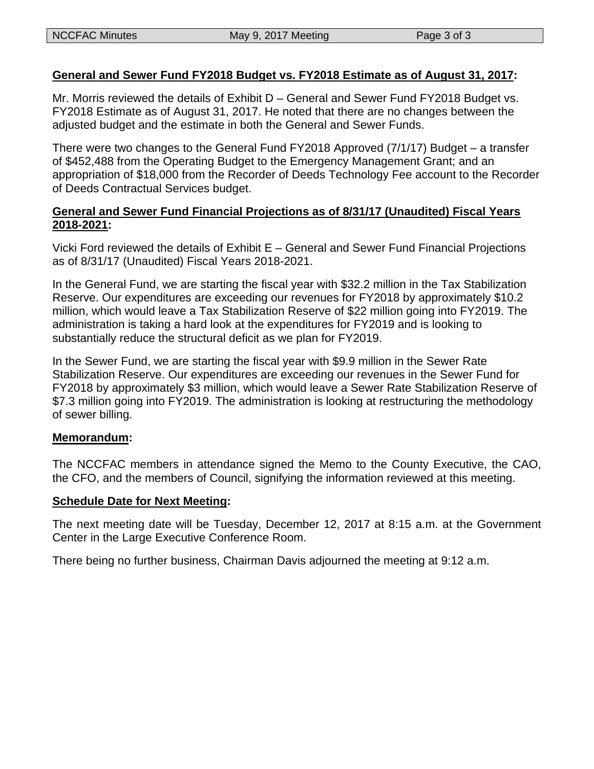**General and Sewer Fund FY2018 Budget vs. FY2018 Estimate as of August 31, 2017:**

Mr. Morris reviewed the details of Exhibit D – General and Sewer Fund FY2018 Budget vs. FY2018 Estimate as of August 31, 2017. He noted that there are no changes between the adjusted budget and the estimate in both the General and Sewer Funds.

There were two changes to the General Fund FY2018 Approved (7/1/17) Budget – a transfer of $452,488 from the Operating Budget to the Emergency Management Grant; and an appropriation of $18,000 from the Recorder of Deeds Technology Fee account to the Recorder of Deeds Contractual Services budget.

**General and Sewer Fund Financial Projections as of 8/31/17 (Unaudited) Fiscal Years 2018-2021:**

Vicki Ford reviewed the details of Exhibit E – General and Sewer Fund Financial Projections as of 8/31/17 (Unaudited) Fiscal Years 2018-2021.

In the General Fund, we are starting the fiscal year with $32.2 million in the Tax Stabilization Reserve. Our expenditures are exceeding our revenues for FY2018 by approximately $10.2 million, which would leave a Tax Stabilization Reserve of $22 million going into FY2019. The administration is taking a hard look at the expenditures for FY2019 and is looking to substantially reduce the structural deficit as we plan for FY2019.

In the Sewer Fund, we are starting the fiscal year with $9.9 million in the Sewer Rate Stabilization Reserve. Our expenditures are exceeding our revenues in the Sewer Fund for FY2018 by approximately $3 million, which would leave a Sewer Rate Stabilization Reserve of $7.3 million going into FY2019. The administration is looking at restructuring the methodology of sewer billing.

**Memorandum:**

The NCCFAC members in attendance signed the Memo to the County Executive, the CAO, the CFO, and the members of Council, signifying the information reviewed at this meeting.

**Schedule Date for Next Meeting:**

The next meeting date will be Tuesday, December 12, 2017 at 8:15 a.m. at the Government Center in the Large Executive Conference Room.

There being no further business, Chairman Davis adjourned the meeting at 9:12 a.m.